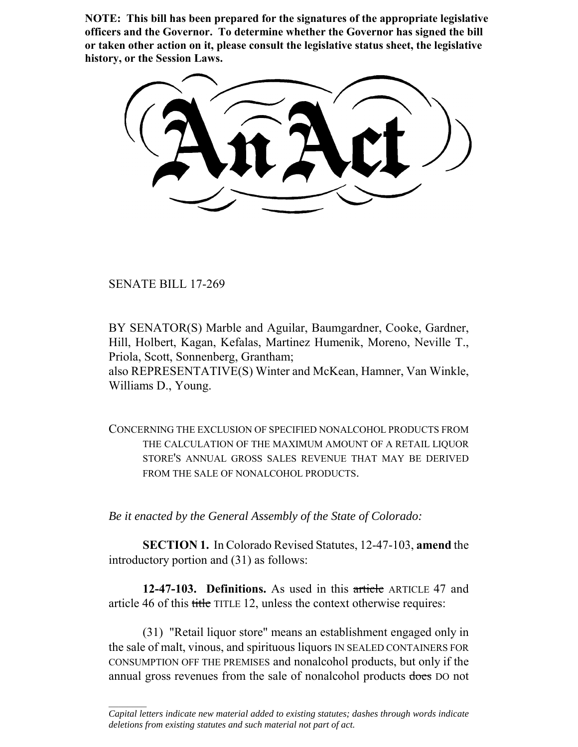**NOTE: This bill has been prepared for the signatures of the appropriate legislative officers and the Governor. To determine whether the Governor has signed the bill or taken other action on it, please consult the legislative status sheet, the legislative history, or the Session Laws.**

# An Act

SENATE BILL 17-269

BY SENATOR(S) Marble and Aguilar, Baumgardner, Cooke, Gardner, Hill, Holbert, Kagan, Kefalas, Martinez Humenik, Moreno, Neville T., Priola, Scott, Sonnenberg, Grantham;
also REPRESENTATIVE(S) Winter and McKean, Hamner, Van Winkle, Williams D., Young.

CONCERNING THE EXCLUSION OF SPECIFIED NONALCOHOL PRODUCTS FROM THE CALCULATION OF THE MAXIMUM AMOUNT OF A RETAIL LIQUOR STORE'S ANNUAL GROSS SALES REVENUE THAT MAY BE DERIVED FROM THE SALE OF NONALCOHOL PRODUCTS.

*Be it enacted by the General Assembly of the State of Colorado:*

**SECTION 1.** In Colorado Revised Statutes, 12-47-103, **amend** the introductory portion and (31) as follows:

**12-47-103. Definitions.** As used in this ~~article~~ ARTICLE 47 and article 46 of this ~~title~~ TITLE 12, unless the context otherwise requires:

(31) "Retail liquor store" means an establishment engaged only in the sale of malt, vinous, and spirituous liquors IN SEALED CONTAINERS FOR CONSUMPTION OFF THE PREMISES and nonalcohol products, but only if the annual gross revenues from the sale of nonalcohol products ~~does~~ DO not

*Capital letters indicate new material added to existing statutes; dashes through words indicate deletions from existing statutes and such material not part of act.*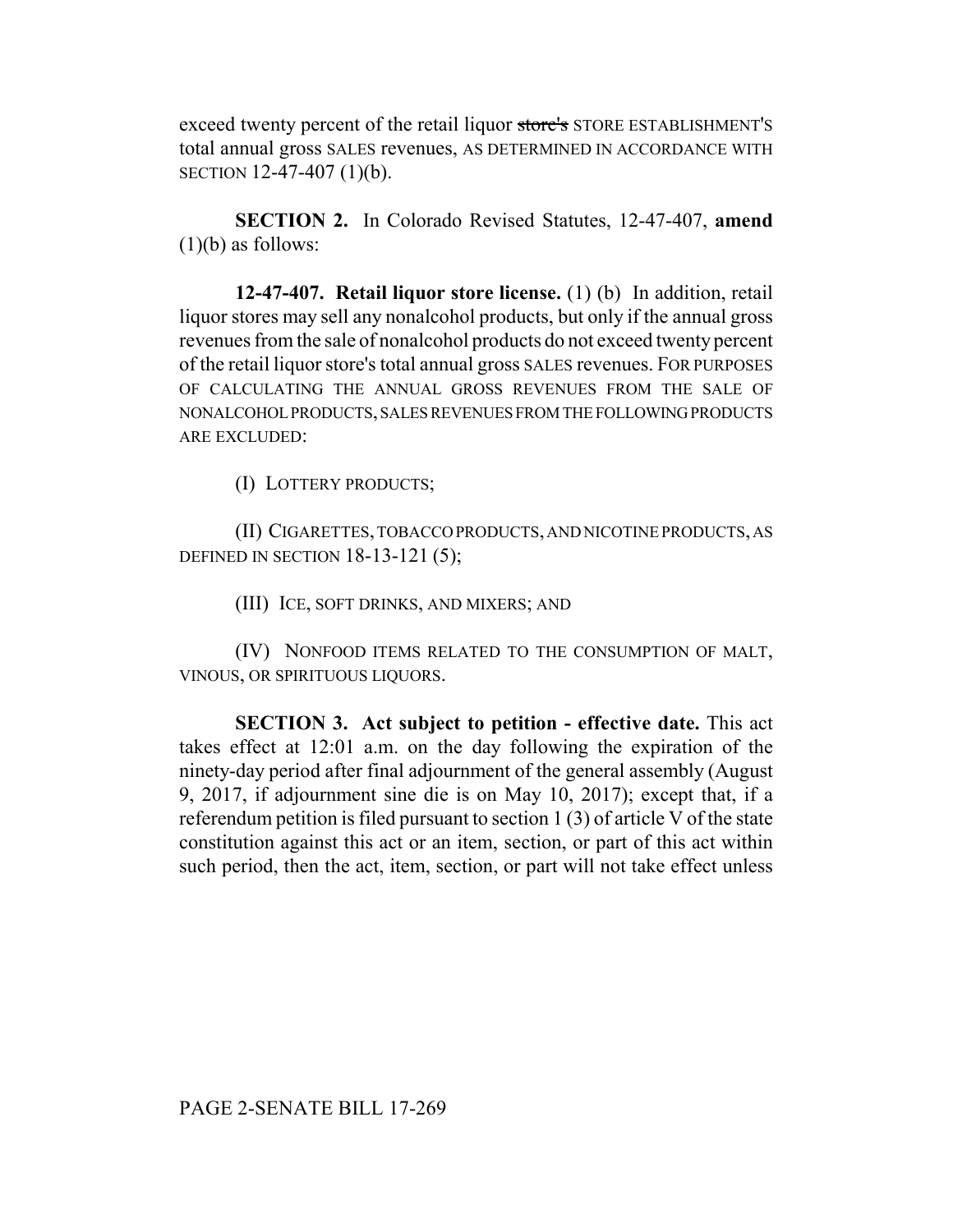exceed twenty percent of the retail liquor ~~store's~~ STORE ESTABLISHMENT'S total annual gross SALES revenues, AS DETERMINED IN ACCORDANCE WITH SECTION 12-47-407 (1)(b).

**SECTION 2.** In Colorado Revised Statutes, 12-47-407, **amend** (1)(b) as follows:

**12-47-407. Retail liquor store license.** (1) (b) In addition, retail liquor stores may sell any nonalcohol products, but only if the annual gross revenues from the sale of nonalcohol products do not exceed twenty percent of the retail liquor store's total annual gross SALES revenues. FOR PURPOSES OF CALCULATING THE ANNUAL GROSS REVENUES FROM THE SALE OF NONALCOHOL PRODUCTS, SALES REVENUES FROM THE FOLLOWING PRODUCTS ARE EXCLUDED:

(I) LOTTERY PRODUCTS;

(II) CIGARETTES, TOBACCO PRODUCTS, AND NICOTINE PRODUCTS, AS DEFINED IN SECTION 18-13-121 (5);

(III) ICE, SOFT DRINKS, AND MIXERS; AND

(IV) NONFOOD ITEMS RELATED TO THE CONSUMPTION OF MALT, VINOUS, OR SPIRITUOUS LIQUORS.

**SECTION 3. Act subject to petition - effective date.** This act takes effect at 12:01 a.m. on the day following the expiration of the ninety-day period after final adjournment of the general assembly (August 9, 2017, if adjournment sine die is on May 10, 2017); except that, if a referendum petition is filed pursuant to section 1 (3) of article V of the state constitution against this act or an item, section, or part of this act within such period, then the act, item, section, or part will not take effect unless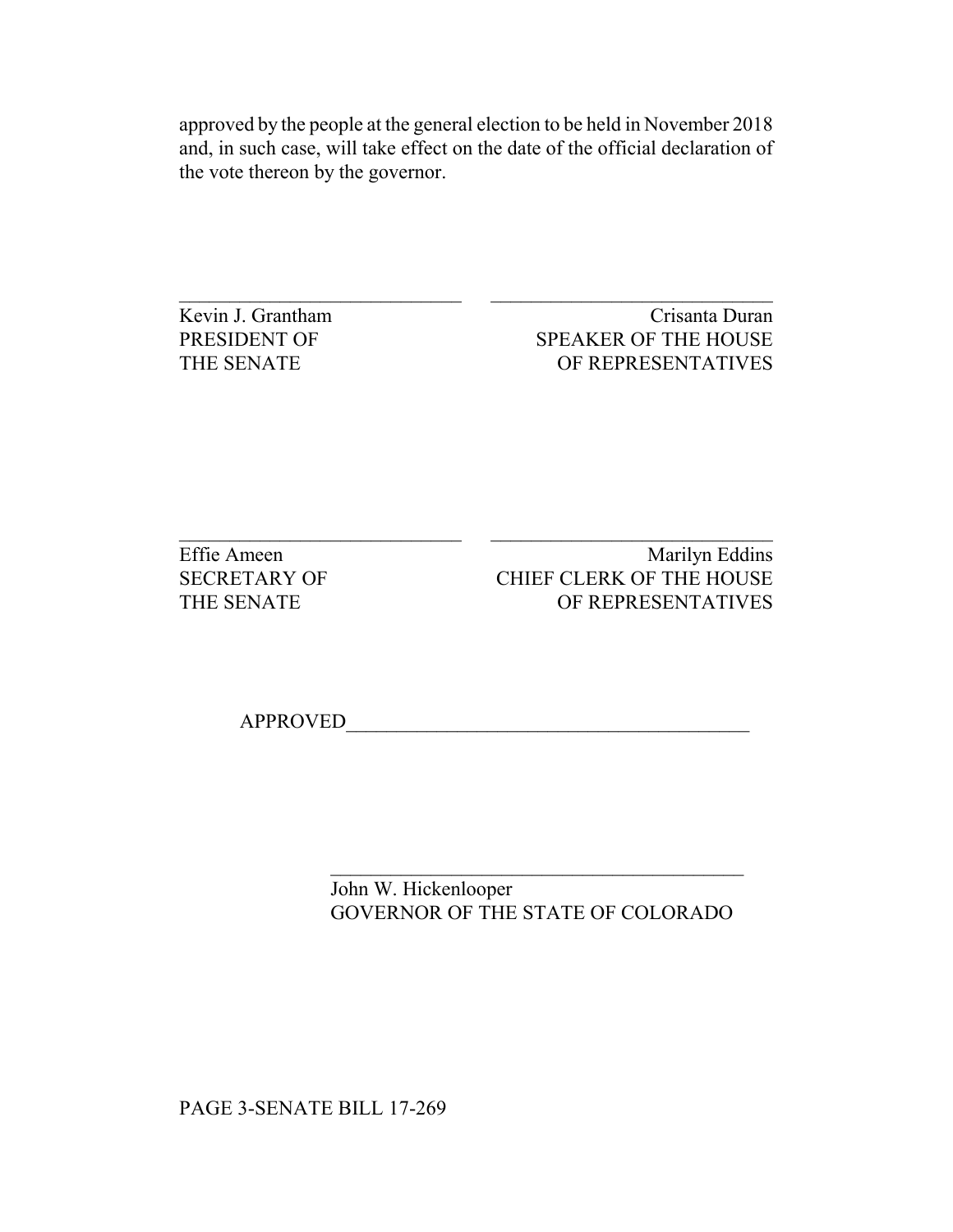approved by the people at the general election to be held in November 2018 and, in such case, will take effect on the date of the official declaration of the vote thereon by the governor.

\_\_\_\_\_\_\_\_\_\_\_\_\_\_\_\_\_\_\_\_\_\_\_\_\_\_\_\_
Kevin J. Grantham
PRESIDENT OF
THE SENATE

\_\_\_\_\_\_\_\_\_\_\_\_\_\_\_\_\_\_\_\_\_\_\_\_\_\_\_\_
Crisanta Duran
SPEAKER OF THE HOUSE
OF REPRESENTATIVES

\_\_\_\_\_\_\_\_\_\_\_\_\_\_\_\_\_\_\_\_\_\_\_\_\_\_\_\_
Effie Ameen
SECRETARY OF
THE SENATE

\_\_\_\_\_\_\_\_\_\_\_\_\_\_\_\_\_\_\_\_\_\_\_\_\_\_\_\_
Marilyn Eddins
CHIEF CLERK OF THE HOUSE
OF REPRESENTATIVES

APPROVED\_\_\_\_\_\_\_\_\_\_\_\_\_\_\_\_\_\_\_\_\_\_\_\_\_\_\_\_\_\_\_\_\_\_\_\_\_\_\_\_

\_\_\_\_\_\_\_\_\_\_\_\_\_\_\_\_\_\_\_\_\_\_\_\_\_\_\_\_\_\_\_\_\_\_\_\_\_\_\_\_\_\_
John W. Hickenlooper
GOVERNOR OF THE STATE OF COLORADO

PAGE 3-SENATE BILL 17-269